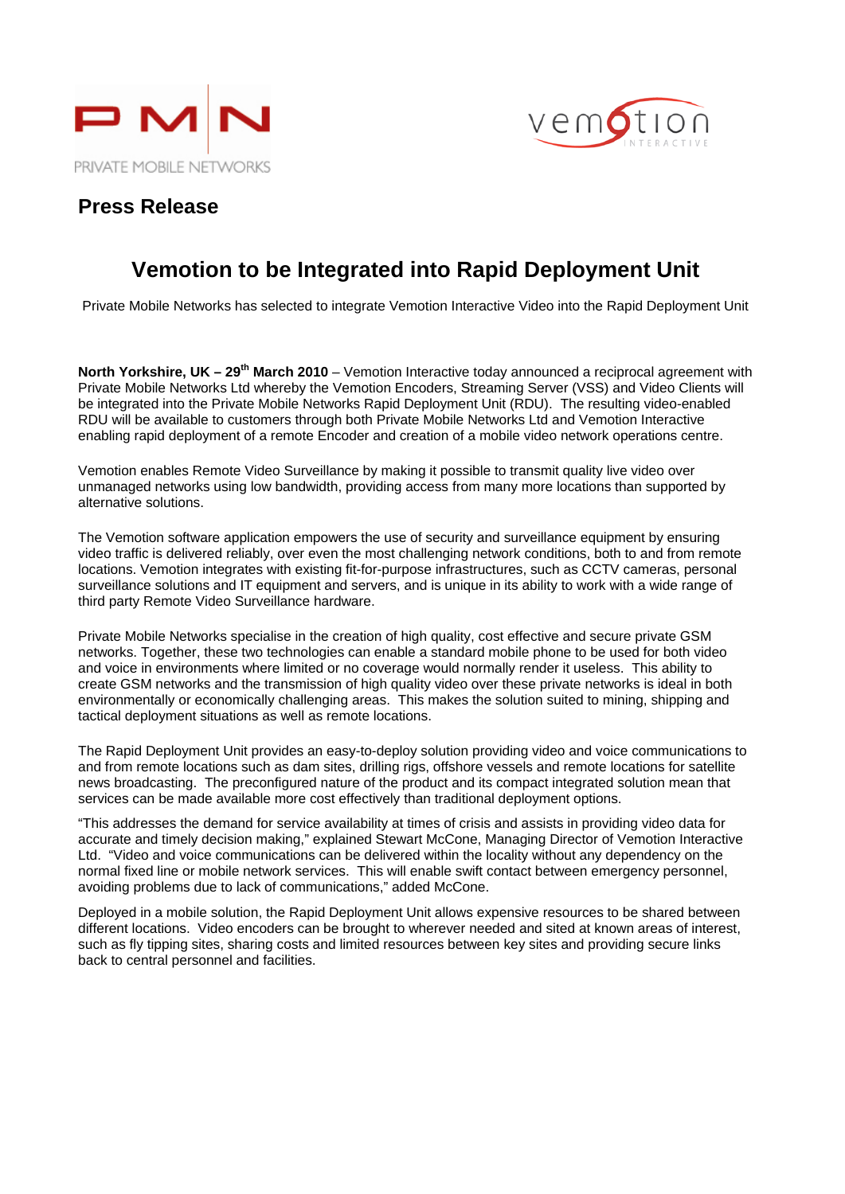PMN PRIVATE MOBILE NETWORKS

vemotion INTERACTIVE

**Press Release**

# Vemotion to be Integrated into Rapid Deployment Unit

Private Mobile Networks has selected to integrate Vemotion Interactive Video into the Rapid Deployment Unit

**North Yorkshire, UK – 29th March 2010** – Vemotion Interactive today announced a reciprocal agreement with Private Mobile Networks Ltd whereby the Vemotion Encoders, Streaming Server (VSS) and Video Clients will be integrated into the Private Mobile Networks Rapid Deployment Unit (RDU). The resulting video-enabled RDU will be available to customers through both Private Mobile Networks Ltd and Vemotion Interactive enabling rapid deployment of a remote Encoder and creation of a mobile video network operations centre.

Vemotion enables Remote Video Surveillance by making it possible to transmit quality live video over unmanaged networks using low bandwidth, providing access from many more locations than supported by alternative solutions.

The Vemotion software application empowers the use of security and surveillance equipment by ensuring video traffic is delivered reliably, over even the most challenging network conditions, both to and from remote locations. Vemotion integrates with existing fit-for-purpose infrastructures, such as CCTV cameras, personal surveillance solutions and IT equipment and servers, and is unique in its ability to work with a wide range of third party Remote Video Surveillance hardware.

Private Mobile Networks specialise in the creation of high quality, cost effective and secure private GSM networks. Together, these two technologies can enable a standard mobile phone to be used for both video and voice in environments where limited or no coverage would normally render it useless. This ability to create GSM networks and the transmission of high quality video over these private networks is ideal in both environmentally or economically challenging areas. This makes the solution suited to mining, shipping and tactical deployment situations as well as remote locations.

The Rapid Deployment Unit provides an easy-to-deploy solution providing video and voice communications to and from remote locations such as dam sites, drilling rigs, offshore vessels and remote locations for satellite news broadcasting. The preconfigured nature of the product and its compact integrated solution mean that services can be made available more cost effectively than traditional deployment options.

"This addresses the demand for service availability at times of crisis and assists in providing video data for accurate and timely decision making," explained Stewart McCone, Managing Director of Vemotion Interactive Ltd. "Video and voice communications can be delivered within the locality without any dependency on the normal fixed line or mobile network services. This will enable swift contact between emergency personnel, avoiding problems due to lack of communications," added McCone.

Deployed in a mobile solution, the Rapid Deployment Unit allows expensive resources to be shared between different locations. Video encoders can be brought to wherever needed and sited at known areas of interest, such as fly tipping sites, sharing costs and limited resources between key sites and providing secure links back to central personnel and facilities.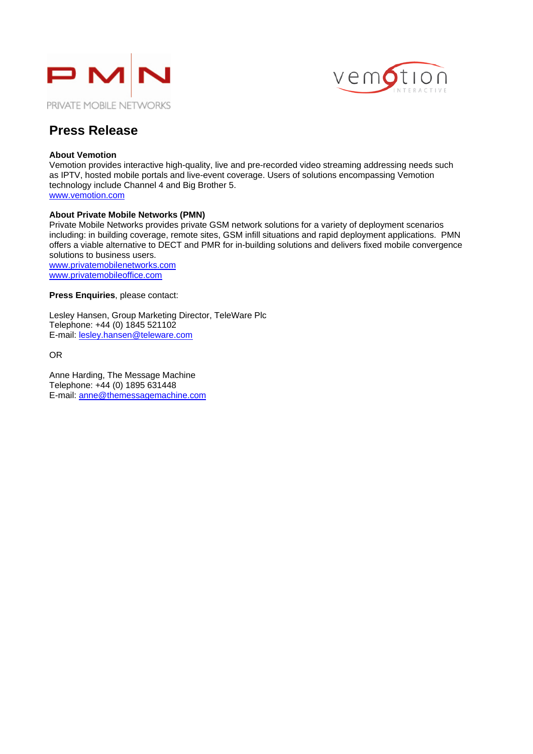PMN

PRIVATE MOBILE NETWORKS

vemotion

INTERACTIVE

# Press Release

**About Vemotion**
Vemotion provides interactive high-quality, live and pre-recorded video streaming addressing needs such as IPTV, hosted mobile portals and live-event coverage. Users of solutions encompassing Vemotion technology include Channel 4 and Big Brother 5.
www.vemotion.com

**About Private Mobile Networks (PMN)**
Private Mobile Networks provides private GSM network solutions for a variety of deployment scenarios including: in building coverage, remote sites, GSM infill situations and rapid deployment applications. PMN offers a viable alternative to DECT and PMR for in-building solutions and delivers fixed mobile convergence solutions to business users.
www.privatemobilenetworks.com
www.privatemobileoffice.com

**Press Enquiries**, please contact:

Lesley Hansen, Group Marketing Director, TeleWare Plc
Telephone: +44 (0) 1845 521102
E-mail: lesley.hansen@teleware.com

OR

Anne Harding, The Message Machine
Telephone: +44 (0) 1895 631448
E-mail: anne@themessagemachine.com